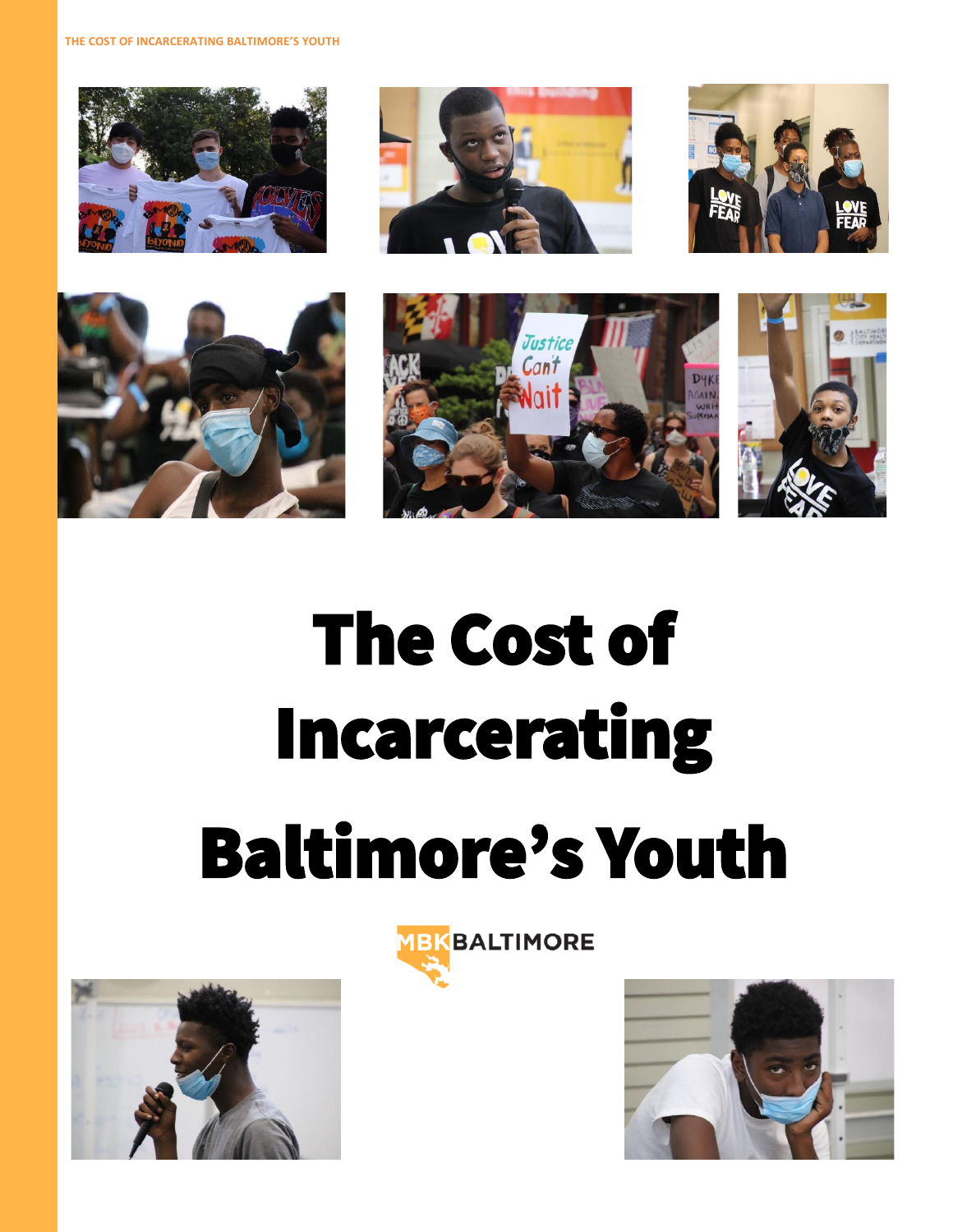# The Cost of Incarcerating Baltimore's Youth

MBK BALTIMORE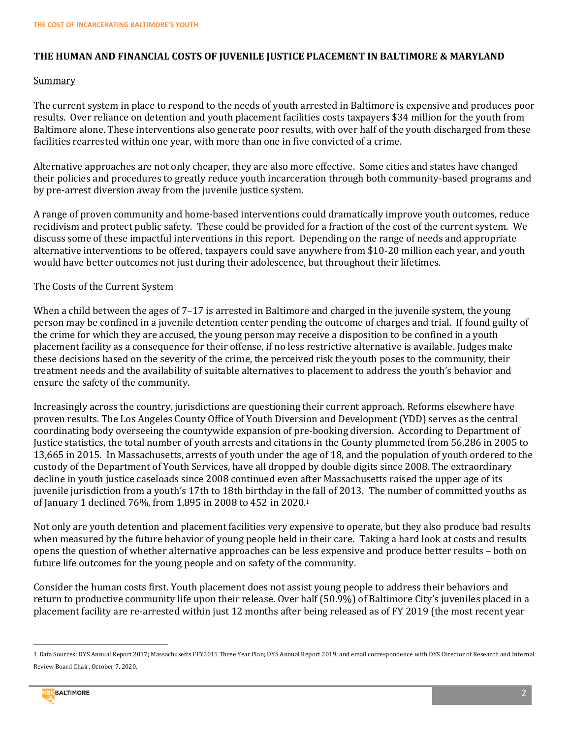**THE HUMAN AND FINANCIAL COSTS OF JUVENILE JUSTICE PLACEMENT IN BALTIMORE & MARYLAND**

Summary

The current system in place to respond to the needs of youth arrested in Baltimore is expensive and produces poor results. Over reliance on detention and youth placement facilities costs taxpayers $34 million for the youth from Baltimore alone. These interventions also generate poor results, with over half of the youth discharged from these facilities rearrested within one year, with more than one in five convicted of a crime.

Alternative approaches are not only cheaper, they are also more effective. Some cities and states have changed their policies and procedures to greatly reduce youth incarceration through both community-based programs and by pre-arrest diversion away from the juvenile justice system.

A range of proven community and home-based interventions could dramatically improve youth outcomes, reduce recidivism and protect public safety. These could be provided for a fraction of the cost of the current system. We discuss some of these impactful interventions in this report. Depending on the range of needs and appropriate alternative interventions to be offered, taxpayers could save anywhere from $10-20 million each year, and youth would have better outcomes not just during their adolescence, but throughout their lifetimes.

The Costs of the Current System

When a child between the ages of 7–17 is arrested in Baltimore and charged in the juvenile system, the young person may be confined in a juvenile detention center pending the outcome of charges and trial. If found guilty of the crime for which they are accused, the young person may receive a disposition to be confined in a youth placement facility as a consequence for their offense, if no less restrictive alternative is available. Judges make these decisions based on the severity of the crime, the perceived risk the youth poses to the community, their treatment needs and the availability of suitable alternatives to placement to address the youth's behavior and ensure the safety of the community.

Increasingly across the country, jurisdictions are questioning their current approach. Reforms elsewhere have proven results. The Los Angeles County Office of Youth Diversion and Development (YDD) serves as the central coordinating body overseeing the countywide expansion of pre-booking diversion. According to Department of Justice statistics, the total number of youth arrests and citations in the County plummeted from 56,286 in 2005 to 13,665 in 2015. In Massachusetts, arrests of youth under the age of 18, and the population of youth ordered to the custody of the Department of Youth Services, have all dropped by double digits since 2008. The extraordinary decline in youth justice caseloads since 2008 continued even after Massachusetts raised the upper age of its juvenile jurisdiction from a youth's 17th to 18th birthday in the fall of 2013. The number of committed youths as of January 1 declined 76%, from 1,895 in 2008 to 452 in 2020.[1]

Not only are youth detention and placement facilities very expensive to operate, but they also produce bad results when measured by the future behavior of young people held in their care. Taking a hard look at costs and results opens the question of whether alternative approaches can be less expensive and produce better results – both on future life outcomes for the young people and on safety of the community.

Consider the human costs first. Youth placement does not assist young people to address their behaviors and return to productive community life upon their release. Over half (50.9%) of Baltimore City's juveniles placed in a placement facility are re-arrested within just 12 months after being released as of FY 2019 (the most recent year

[1] Data Sources: DYS Annual Report 2017; Massachusetts FFY2015 Three Year Plan; DYS Annual Report 2019; and email correspondence with DYS Director of Research and Internal Review Board Chair, October 7, 2020.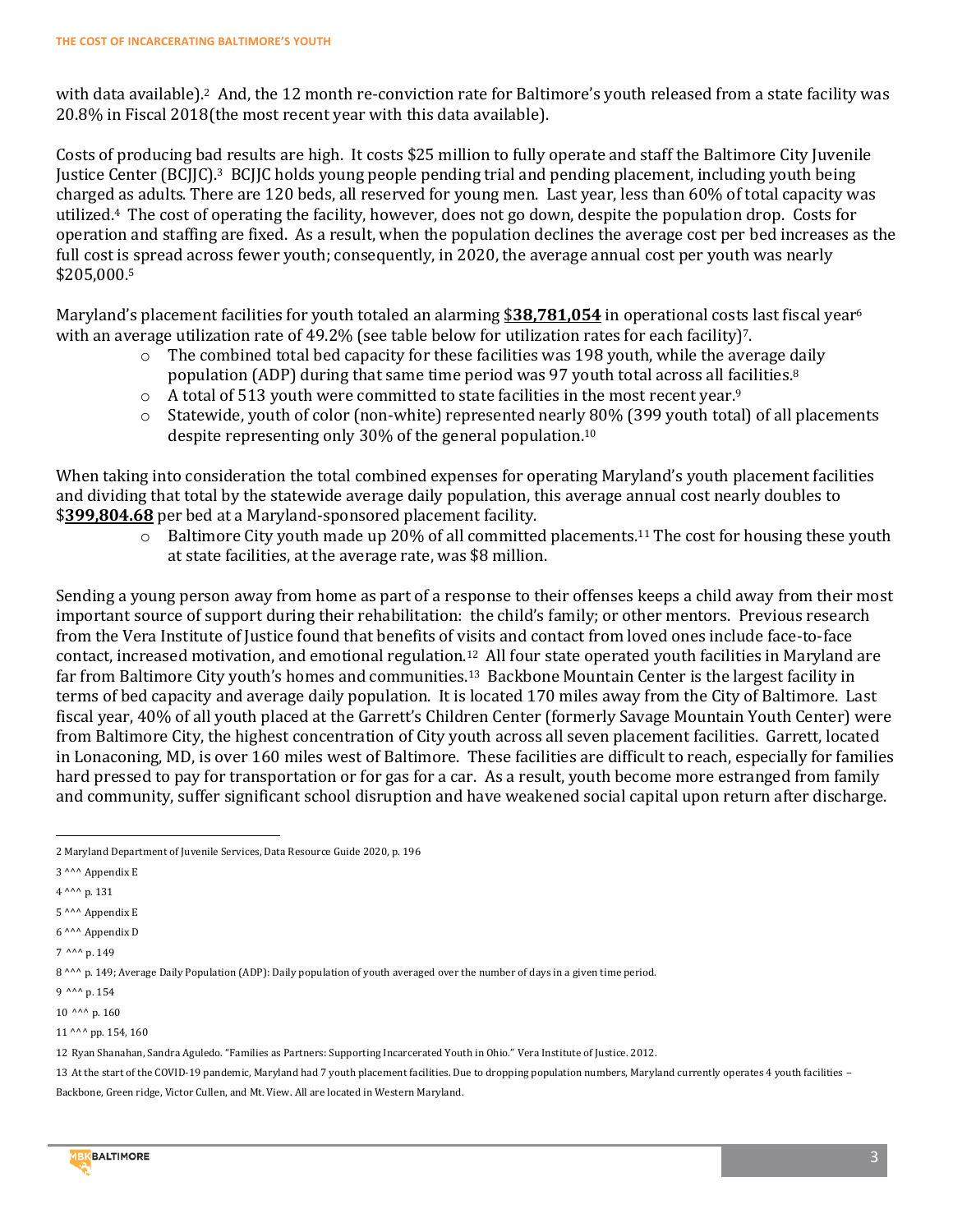with data available).[2] And, the 12 month re-conviction rate for Baltimore's youth released from a state facility was 20.8% in Fiscal 2018(the most recent year with this data available).

Costs of producing bad results are high. It costs $25 million to fully operate and staff the Baltimore City Juvenile Justice Center (BCJJC).[3] BCJJC holds young people pending trial and pending placement, including youth being charged as adults. There are 120 beds, all reserved for young men. Last year, less than 60% of total capacity was utilized.[4] The cost of operating the facility, however, does not go down, despite the population drop. Costs for operation and staffing are fixed. As a result, when the population declines the average cost per bed increases as the full cost is spread across fewer youth; consequently, in 2020, the average annual cost per youth was nearly $205,000.[5]

Maryland's placement facilities for youth totaled an alarming $**38,781,054** in operational costs last fiscal year[6] with an average utilization rate of 49.2% (see table below for utilization rates for each facility)[7].

- The combined total bed capacity for these facilities was 198 youth, while the average daily population (ADP) during that same time period was 97 youth total across all facilities.[8]
- A total of 513 youth were committed to state facilities in the most recent year.[9]
- Statewide, youth of color (non-white) represented nearly 80% (399 youth total) of all placements despite representing only 30% of the general population.[10]

When taking into consideration the total combined expenses for operating Maryland's youth placement facilities and dividing that total by the statewide average daily population, this average annual cost nearly doubles to $**399,804.68** per bed at a Maryland-sponsored placement facility.

- Baltimore City youth made up 20% of all committed placements.[11] The cost for housing these youth at state facilities, at the average rate, was $8 million.

Sending a young person away from home as part of a response to their offenses keeps a child away from their most important source of support during their rehabilitation: the child's family; or other mentors. Previous research from the Vera Institute of Justice found that benefits of visits and contact from loved ones include face-to-face contact, increased motivation, and emotional regulation.[12] All four state operated youth facilities in Maryland are far from Baltimore City youth's homes and communities.[13] Backbone Mountain Center is the largest facility in terms of bed capacity and average daily population. It is located 170 miles away from the City of Baltimore. Last fiscal year, 40% of all youth placed at the Garrett's Children Center (formerly Savage Mountain Youth Center) were from Baltimore City, the highest concentration of City youth across all seven placement facilities. Garrett, located in Lonaconing, MD, is over 160 miles west of Baltimore. These facilities are difficult to reach, especially for families hard pressed to pay for transportation or for gas for a car. As a result, youth become more estranged from family and community, suffer significant school disruption and have weakened social capital upon return after discharge.

---

2 Maryland Department of Juvenile Services, Data Resource Guide 2020, p. 196

3 ^^^ Appendix E

4 ^^^ p. 131

5 ^^^ Appendix E

6 ^^^ Appendix D

7 ^^^ p. 149

8 ^^^ p. 149; Average Daily Population (ADP): Daily population of youth averaged over the number of days in a given time period.

9 ^^^ p. 154

10 ^^^ p. 160

11 ^^^ pp. 154, 160

12 Ryan Shanahan, Sandra Aguledo. "Families as Partners: Supporting Incarcerated Youth in Ohio." Vera Institute of Justice. 2012.

13 At the start of the COVID-19 pandemic, Maryland had 7 youth placement facilities. Due to dropping population numbers, Maryland currently operates 4 youth facilities – Backbone, Green ridge, Victor Cullen, and Mt. View. All are located in Western Maryland.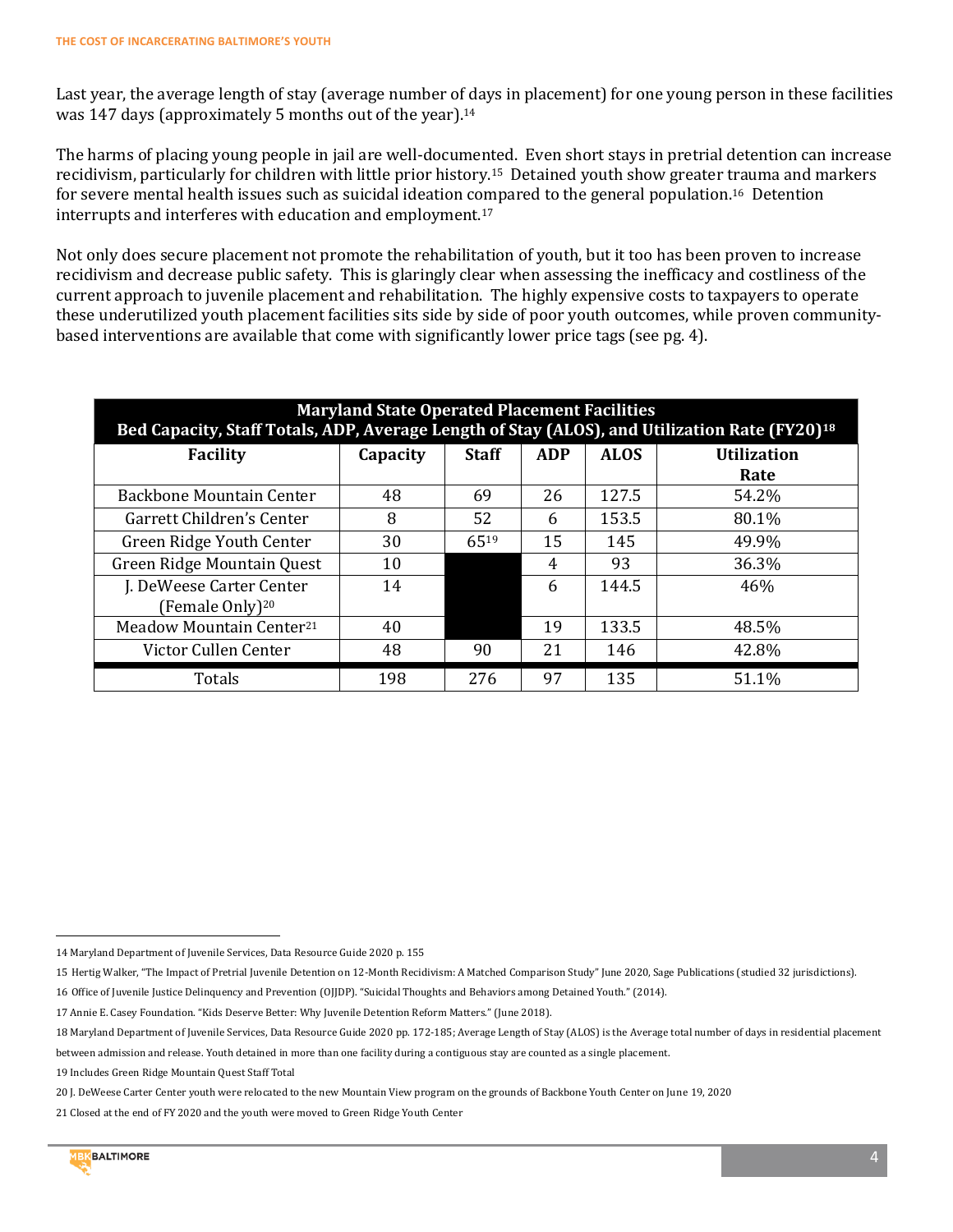Last year, the average length of stay (average number of days in placement) for one young person in these facilities was 147 days (approximately 5 months out of the year).[14]

The harms of placing young people in jail are well-documented. Even short stays in pretrial detention can increase recidivism, particularly for children with little prior history.[15] Detained youth show greater trauma and markers for severe mental health issues such as suicidal ideation compared to the general population.[16] Detention interrupts and interferes with education and employment.[17]

Not only does secure placement not promote the rehabilitation of youth, but it too has been proven to increase recidivism and decrease public safety. This is glaringly clear when assessing the inefficacy and costliness of the current approach to juvenile placement and rehabilitation. The highly expensive costs to taxpayers to operate these underutilized youth placement facilities sits side by side of poor youth outcomes, while proven community-based interventions are available that come with significantly lower price tags (see pg. 4).

**Maryland State Operated Placement Facilities**
**Bed Capacity, Staff Totals, ADP, Average Length of Stay (ALOS), and Utilization Rate (FY20)[18]**

| Facility | Capacity | Staff | ADP | ALOS | Utilization Rate |
|---|---|---|---|---|---|
| Backbone Mountain Center | 48 | 69 | 26 | 127.5 | 54.2% |
| Garrett Children's Center | 8 | 52 | 6 | 153.5 | 80.1% |
| Green Ridge Youth Center | 30 | 65[19] | 15 | 145 | 49.9% |
| Green Ridge Mountain Quest | 10 | | 4 | 93 | 36.3% |
| J. DeWeese Carter Center (Female Only)[20] | 14 | | 6 | 144.5 | 46% |
| Meadow Mountain Center[21] | 40 | | 19 | 133.5 | 48.5% |
| Victor Cullen Center | 48 | 90 | 21 | 146 | 42.8% |
| Totals | 198 | 276 | 97 | 135 | 51.1% |

---

14 Maryland Department of Juvenile Services, Data Resource Guide 2020 p. 155

15 Hertig Walker, "The Impact of Pretrial Juvenile Detention on 12-Month Recidivism: A Matched Comparison Study" June 2020, Sage Publications (studied 32 jurisdictions).

16 Office of Juvenile Justice Delinquency and Prevention (OJJDP). "Suicidal Thoughts and Behaviors among Detained Youth." (2014).

17 Annie E. Casey Foundation. "Kids Deserve Better: Why Juvenile Detention Reform Matters." (June 2018).

18 Maryland Department of Juvenile Services, Data Resource Guide 2020 pp. 172-185; Average Length of Stay (ALOS) is the Average total number of days in residential placement between admission and release. Youth detained in more than one facility during a contiguous stay are counted as a single placement.

19 Includes Green Ridge Mountain Quest Staff Total

20 J. DeWeese Carter Center youth were relocated to the new Mountain View program on the grounds of Backbone Youth Center on June 19, 2020

21 Closed at the end of FY 2020 and the youth were moved to Green Ridge Youth Center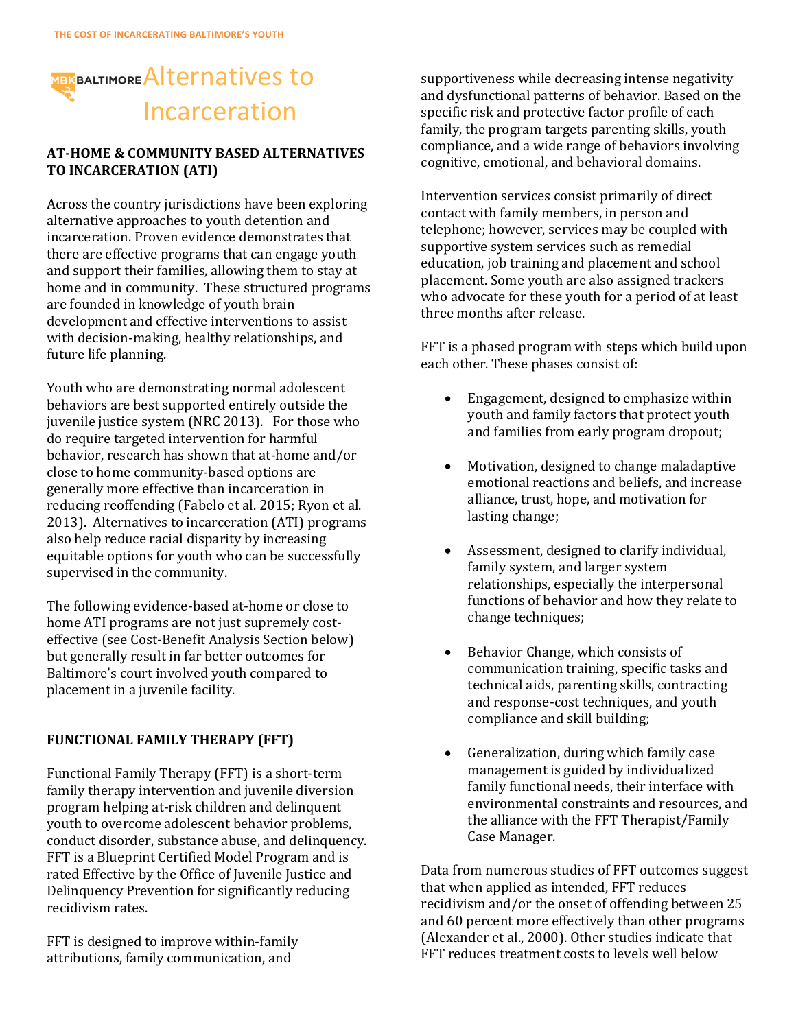# Alternatives to Incarceration

## AT-HOME & COMMUNITY BASED ALTERNATIVES TO INCARCERATION (ATI)

Across the country jurisdictions have been exploring alternative approaches to youth detention and incarceration. Proven evidence demonstrates that there are effective programs that can engage youth and support their families, allowing them to stay at home and in community. These structured programs are founded in knowledge of youth brain development and effective interventions to assist with decision-making, healthy relationships, and future life planning.

Youth who are demonstrating normal adolescent behaviors are best supported entirely outside the juvenile justice system (NRC 2013). For those who do require targeted intervention for harmful behavior, research has shown that at-home and/or close to home community-based options are generally more effective than incarceration in reducing reoffending (Fabelo et al. 2015; Ryon et al. 2013). Alternatives to incarceration (ATI) programs also help reduce racial disparity by increasing equitable options for youth who can be successfully supervised in the community.

The following evidence-based at-home or close to home ATI programs are not just supremely cost-effective (see Cost-Benefit Analysis Section below) but generally result in far better outcomes for Baltimore's court involved youth compared to placement in a juvenile facility.

## FUNCTIONAL FAMILY THERAPY (FFT)

Functional Family Therapy (FFT) is a short-term family therapy intervention and juvenile diversion program helping at-risk children and delinquent youth to overcome adolescent behavior problems, conduct disorder, substance abuse, and delinquency. FFT is a Blueprint Certified Model Program and is rated Effective by the Office of Juvenile Justice and Delinquency Prevention for significantly reducing recidivism rates.

FFT is designed to improve within-family attributions, family communication, and supportiveness while decreasing intense negativity and dysfunctional patterns of behavior. Based on the specific risk and protective factor profile of each family, the program targets parenting skills, youth compliance, and a wide range of behaviors involving cognitive, emotional, and behavioral domains.

Intervention services consist primarily of direct contact with family members, in person and telephone; however, services may be coupled with supportive system services such as remedial education, job training and placement and school placement. Some youth are also assigned trackers who advocate for these youth for a period of at least three months after release.

FFT is a phased program with steps which build upon each other. These phases consist of:

- Engagement, designed to emphasize within youth and family factors that protect youth and families from early program dropout;
- Motivation, designed to change maladaptive emotional reactions and beliefs, and increase alliance, trust, hope, and motivation for lasting change;
- Assessment, designed to clarify individual, family system, and larger system relationships, especially the interpersonal functions of behavior and how they relate to change techniques;
- Behavior Change, which consists of communication training, specific tasks and technical aids, parenting skills, contracting and response-cost techniques, and youth compliance and skill building;
- Generalization, during which family case management is guided by individualized family functional needs, their interface with environmental constraints and resources, and the alliance with the FFT Therapist/Family Case Manager.

Data from numerous studies of FFT outcomes suggest that when applied as intended, FFT reduces recidivism and/or the onset of offending between 25 and 60 percent more effectively than other programs (Alexander et al., 2000). Other studies indicate that FFT reduces treatment costs to levels well below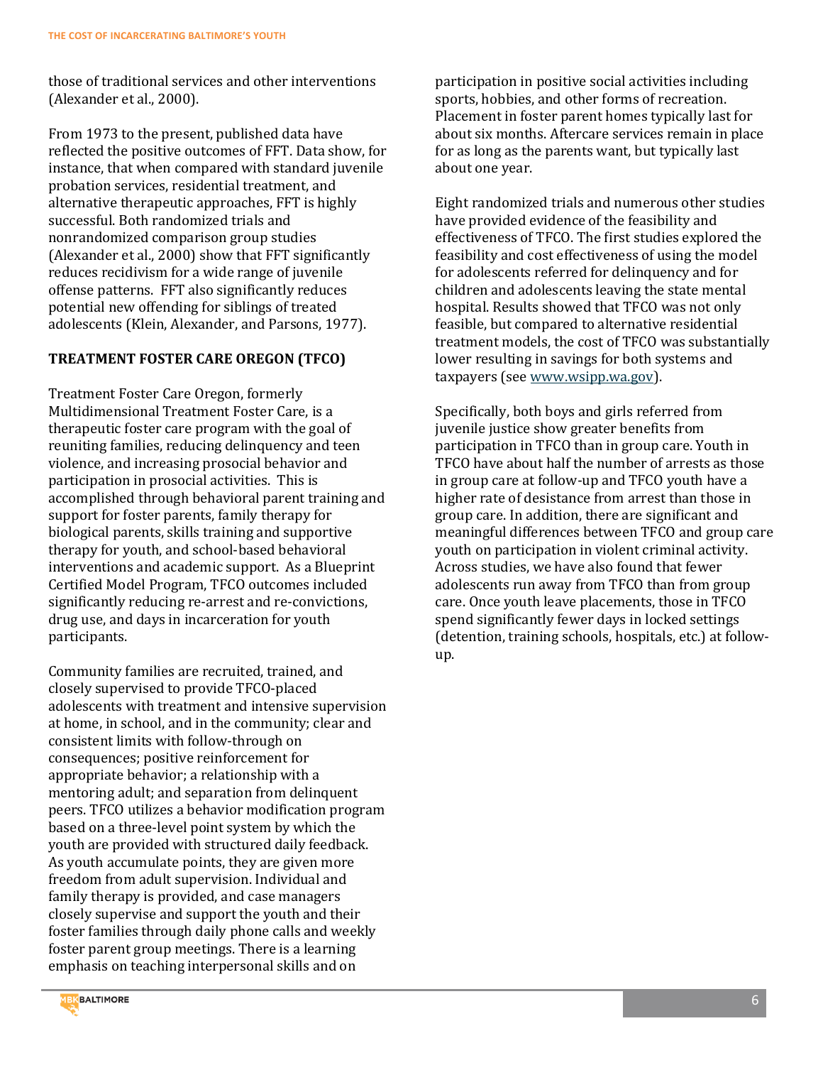those of traditional services and other interventions (Alexander et al., 2000).

From 1973 to the present, published data have reflected the positive outcomes of FFT. Data show, for instance, that when compared with standard juvenile probation services, residential treatment, and alternative therapeutic approaches, FFT is highly successful. Both randomized trials and nonrandomized comparison group studies (Alexander et al., 2000) show that FFT significantly reduces recidivism for a wide range of juvenile offense patterns. FFT also significantly reduces potential new offending for siblings of treated adolescents (Klein, Alexander, and Parsons, 1977).

### TREATMENT FOSTER CARE OREGON (TFCO)

Treatment Foster Care Oregon, formerly Multidimensional Treatment Foster Care, is a therapeutic foster care program with the goal of reuniting families, reducing delinquency and teen violence, and increasing prosocial behavior and participation in prosocial activities. This is accomplished through behavioral parent training and support for foster parents, family therapy for biological parents, skills training and supportive therapy for youth, and school-based behavioral interventions and academic support. As a Blueprint Certified Model Program, TFCO outcomes included significantly reducing re-arrest and re-convictions, drug use, and days in incarceration for youth participants.

Community families are recruited, trained, and closely supervised to provide TFCO-placed adolescents with treatment and intensive supervision at home, in school, and in the community; clear and consistent limits with follow-through on consequences; positive reinforcement for appropriate behavior; a relationship with a mentoring adult; and separation from delinquent peers. TFCO utilizes a behavior modification program based on a three-level point system by which the youth are provided with structured daily feedback. As youth accumulate points, they are given more freedom from adult supervision. Individual and family therapy is provided, and case managers closely supervise and support the youth and their foster families through daily phone calls and weekly foster parent group meetings. There is a learning emphasis on teaching interpersonal skills and on participation in positive social activities including sports, hobbies, and other forms of recreation. Placement in foster parent homes typically last for about six months. Aftercare services remain in place for as long as the parents want, but typically last about one year.

Eight randomized trials and numerous other studies have provided evidence of the feasibility and effectiveness of TFCO. The first studies explored the feasibility and cost effectiveness of using the model for adolescents referred for delinquency and for children and adolescents leaving the state mental hospital. Results showed that TFCO was not only feasible, but compared to alternative residential treatment models, the cost of TFCO was substantially lower resulting in savings for both systems and taxpayers (see www.wsipp.wa.gov).

Specifically, both boys and girls referred from juvenile justice show greater benefits from participation in TFCO than in group care. Youth in TFCO have about half the number of arrests as those in group care at follow-up and TFCO youth have a higher rate of desistance from arrest than those in group care. In addition, there are significant and meaningful differences between TFCO and group care youth on participation in violent criminal activity. Across studies, we have also found that fewer adolescents run away from TFCO than from group care. Once youth leave placements, those in TFCO spend significantly fewer days in locked settings (detention, training schools, hospitals, etc.) at follow-up.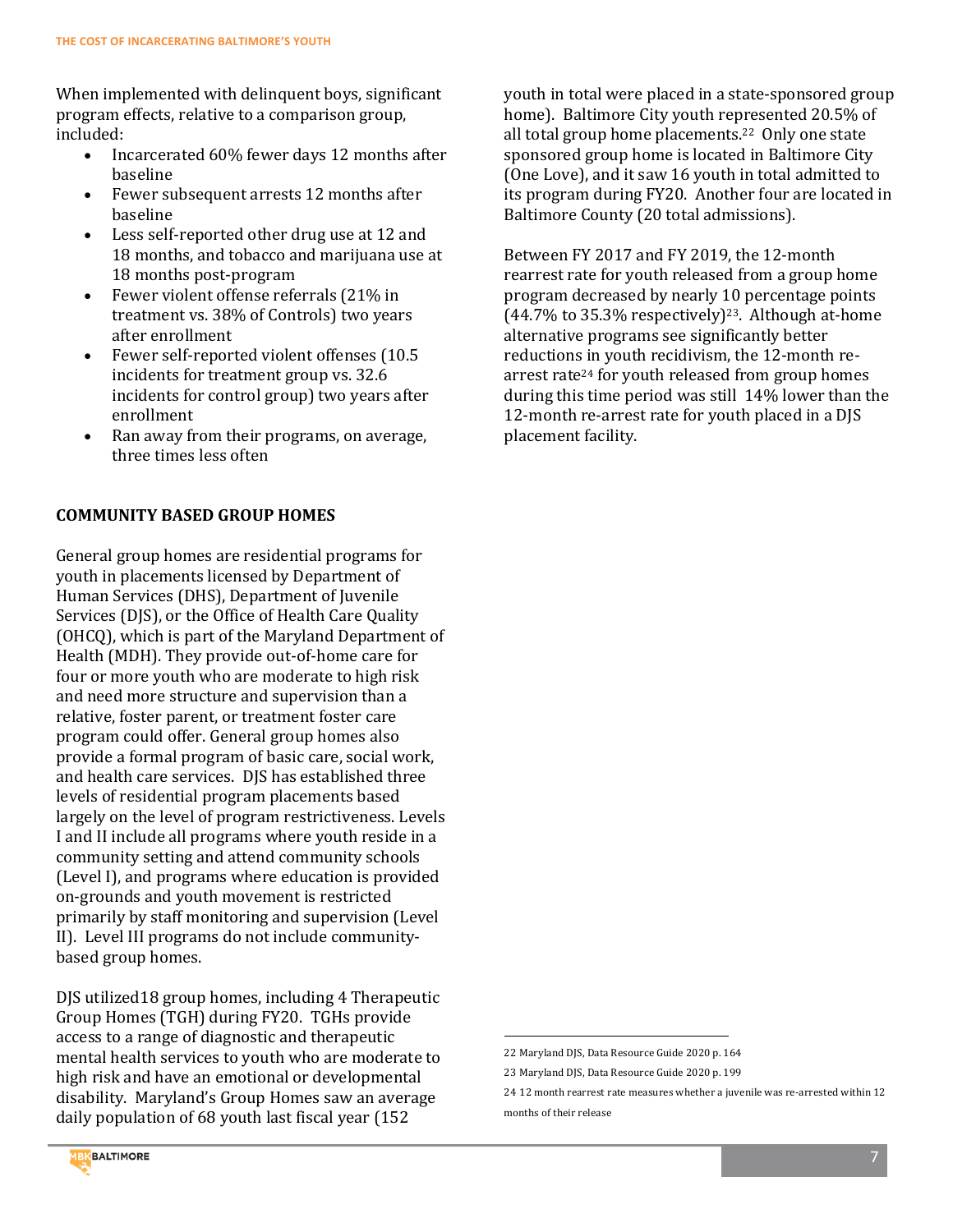When implemented with delinquent boys, significant program effects, relative to a comparison group, included:

- Incarcerated 60% fewer days 12 months after baseline
- Fewer subsequent arrests 12 months after baseline
- Less self-reported other drug use at 12 and 18 months, and tobacco and marijuana use at 18 months post-program
- Fewer violent offense referrals (21% in treatment vs. 38% of Controls) two years after enrollment
- Fewer self-reported violent offenses (10.5 incidents for treatment group vs. 32.6 incidents for control group) two years after enrollment
- Ran away from their programs, on average, three times less often

## COMMUNITY BASED GROUP HOMES

General group homes are residential programs for youth in placements licensed by Department of Human Services (DHS), Department of Juvenile Services (DJS), or the Office of Health Care Quality (OHCQ), which is part of the Maryland Department of Health (MDH). They provide out-of-home care for four or more youth who are moderate to high risk and need more structure and supervision than a relative, foster parent, or treatment foster care program could offer. General group homes also provide a formal program of basic care, social work, and health care services. DJS has established three levels of residential program placements based largely on the level of program restrictiveness. Levels I and II include all programs where youth reside in a community setting and attend community schools (Level I), and programs where education is provided on-grounds and youth movement is restricted primarily by staff monitoring and supervision (Level II). Level III programs do not include community-based group homes.

DJS utilized18 group homes, including 4 Therapeutic Group Homes (TGH) during FY20. TGHs provide access to a range of diagnostic and therapeutic mental health services to youth who are moderate to high risk and have an emotional or developmental disability. Maryland's Group Homes saw an average daily population of 68 youth last fiscal year (152 youth in total were placed in a state-sponsored group home). Baltimore City youth represented 20.5% of all total group home placements.[22] Only one state sponsored group home is located in Baltimore City (One Love), and it saw 16 youth in total admitted to its program during FY20. Another four are located in Baltimore County (20 total admissions).

Between FY 2017 and FY 2019, the 12-month rearrest rate for youth released from a group home program decreased by nearly 10 percentage points (44.7% to 35.3% respectively)[23]. Although at-home alternative programs see significantly better reductions in youth recidivism, the 12-month re-arrest rate[24] for youth released from group homes during this time period was still 14% lower than the 12-month re-arrest rate for youth placed in a DJS placement facility.

---

22 Maryland DJS, Data Resource Guide 2020 p. 164

23 Maryland DJS, Data Resource Guide 2020 p. 199

24 12 month rearrest rate measures whether a juvenile was re-arrested within 12 months of their release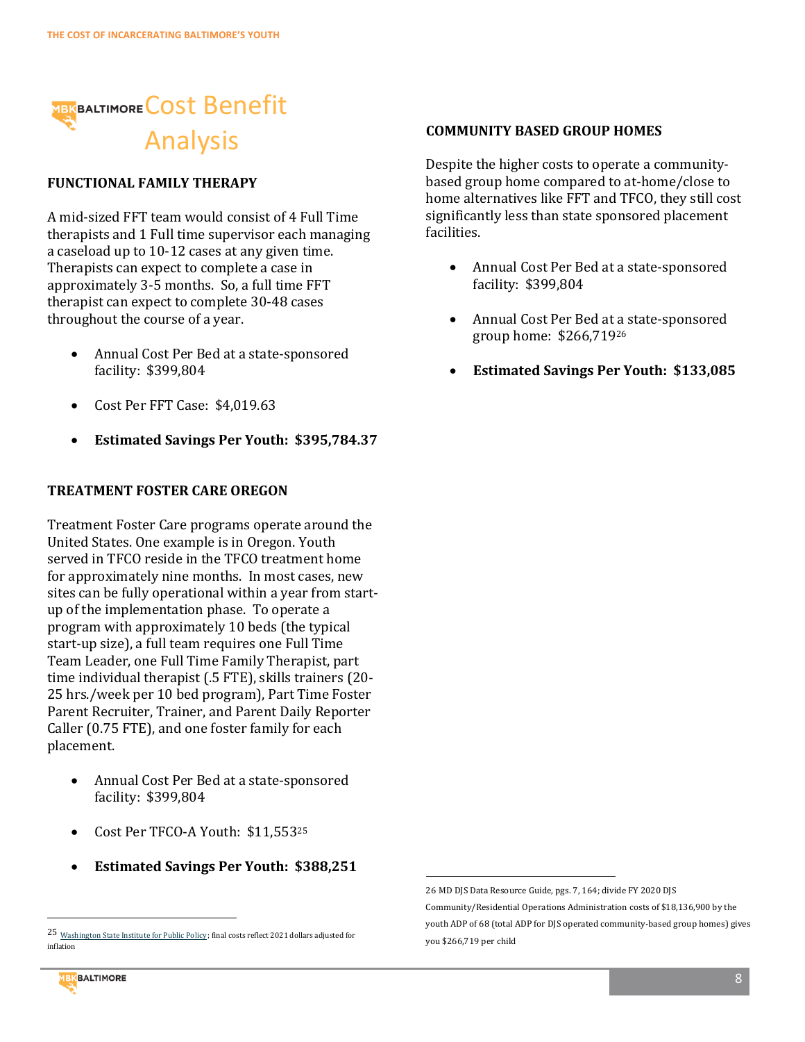# Cost Benefit Analysis

### FUNCTIONAL FAMILY THERAPY

A mid-sized FFT team would consist of 4 Full Time therapists and 1 Full time supervisor each managing a caseload up to 10-12 cases at any given time. Therapists can expect to complete a case in approximately 3-5 months. So, a full time FFT therapist can expect to complete 30-48 cases throughout the course of a year.

- Annual Cost Per Bed at a state-sponsored facility: $399,804
- Cost Per FFT Case: $4,019.63
- **Estimated Savings Per Youth: $395,784.37**

### TREATMENT FOSTER CARE OREGON

Treatment Foster Care programs operate around the United States. One example is in Oregon. Youth served in TFCO reside in the TFCO treatment home for approximately nine months. In most cases, new sites can be fully operational within a year from start-up of the implementation phase. To operate a program with approximately 10 beds (the typical start-up size), a full team requires one Full Time Team Leader, one Full Time Family Therapist, part time individual therapist (.5 FTE), skills trainers (20-25 hrs./week per 10 bed program), Part Time Foster Parent Recruiter, Trainer, and Parent Daily Reporter Caller (0.75 FTE), and one foster family for each placement.

- Annual Cost Per Bed at a state-sponsored facility: $399,804
- Cost Per TFCO-A Youth: $11,553[25]
- **Estimated Savings Per Youth: $388,251**

### COMMUNITY BASED GROUP HOMES

Despite the higher costs to operate a community-based group home compared to at-home/close to home alternatives like FFT and TFCO, they still cost significantly less than state sponsored placement facilities.

- Annual Cost Per Bed at a state-sponsored facility: $399,804
- Annual Cost Per Bed at a state-sponsored group home: $266,719[26]
- **Estimated Savings Per Youth: $133,085**

---

[25] Washington State Institute for Public Policy; final costs reflect 2021 dollars adjusted for inflation

[26] MD DJS Data Resource Guide, pgs. 7, 164; divide FY 2020 DJS Community/Residential Operations Administration costs of $18,136,900 by the youth ADP of 68 (total ADP for DJS operated community-based group homes) gives you $266,719 per child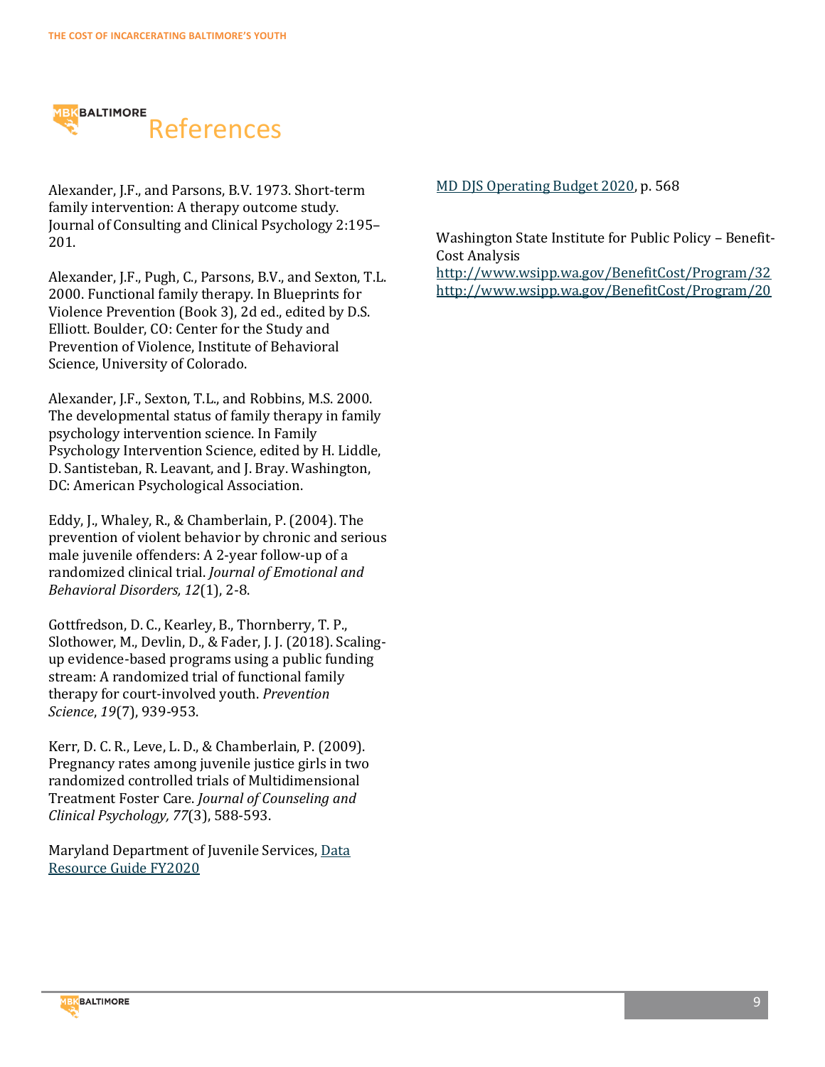# References

Alexander, J.F., and Parsons, B.V. 1973. Short-term family intervention: A therapy outcome study. Journal of Consulting and Clinical Psychology 2:195–201.

Alexander, J.F., Pugh, C., Parsons, B.V., and Sexton, T.L. 2000. Functional family therapy. In Blueprints for Violence Prevention (Book 3), 2d ed., edited by D.S. Elliott. Boulder, CO: Center for the Study and Prevention of Violence, Institute of Behavioral Science, University of Colorado.

Alexander, J.F., Sexton, T.L., and Robbins, M.S. 2000. The developmental status of family therapy in family psychology intervention science. In Family Psychology Intervention Science, edited by H. Liddle, D. Santisteban, R. Leavant, and J. Bray. Washington, DC: American Psychological Association.

Eddy, J., Whaley, R., & Chamberlain, P. (2004). The prevention of violent behavior by chronic and serious male juvenile offenders: A 2-year follow-up of a randomized clinical trial. *Journal of Emotional and Behavioral Disorders, 12*(1), 2-8.

Gottfredson, D. C., Kearley, B., Thornberry, T. P., Slothower, M., Devlin, D., & Fader, J. J. (2018). Scaling-up evidence-based programs using a public funding stream: A randomized trial of functional family therapy for court-involved youth. *Prevention Science*, *19*(7), 939-953.

Kerr, D. C. R., Leve, L. D., & Chamberlain, P. (2009). Pregnancy rates among juvenile justice girls in two randomized controlled trials of Multidimensional Treatment Foster Care. *Journal of Counseling and Clinical Psychology, 77*(3), 588-593.

Maryland Department of Juvenile Services, Data Resource Guide FY2020

MD DJS Operating Budget 2020, p. 568

Washington State Institute for Public Policy – Benefit-Cost Analysis
http://www.wsipp.wa.gov/BenefitCost/Program/32
http://www.wsipp.wa.gov/BenefitCost/Program/20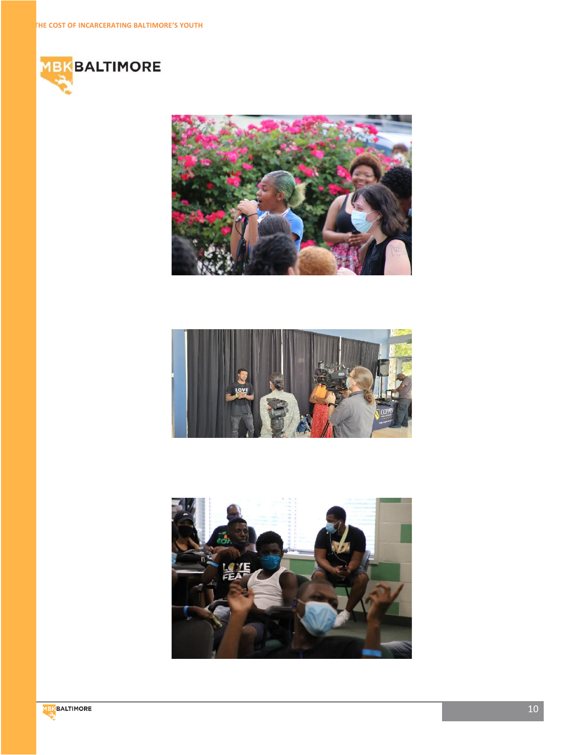MBK BALTIMORE